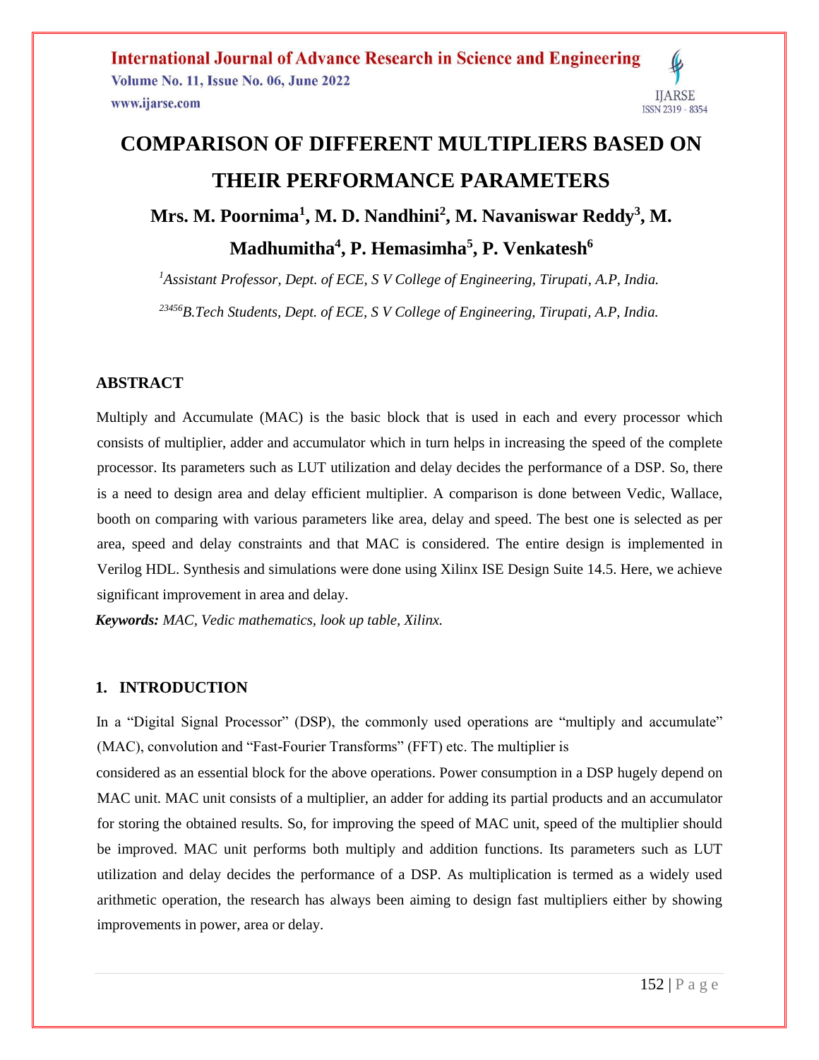# COMPARISON OF DIFFERENT MULTIPLIERS BASED ON THEIR PERFORMANCE PARAMETERS

**Mrs. M. Poornima[1], M. D. Nandhini[2], M. Navaniswar Reddy[3], M. Madhumitha[4], P. Hemasimha[5], P. Venkatesh[6]**

*[1]Assistant Professor, Dept. of ECE, S V College of Engineering, Tirupati, A.P, India.*

*[23456]B.Tech Students, Dept. of ECE, S V College of Engineering, Tirupati, A.P, India.*

## ABSTRACT

Multiply and Accumulate (MAC) is the basic block that is used in each and every processor which consists of multiplier, adder and accumulator which in turn helps in increasing the speed of the complete processor. Its parameters such as LUT utilization and delay decides the performance of a DSP. So, there is a need to design area and delay efficient multiplier. A comparison is done between Vedic, Wallace, booth on comparing with various parameters like area, delay and speed. The best one is selected as per area, speed and delay constraints and that MAC is considered. The entire design is implemented in Verilog HDL. Synthesis and simulations were done using Xilinx ISE Design Suite 14.5. Here, we achieve significant improvement in area and delay.

***Keywords:*** *MAC, Vedic mathematics, look up table, Xilinx.*

## 1. INTRODUCTION

In a "Digital Signal Processor" (DSP), the commonly used operations are "multiply and accumulate" (MAC), convolution and "Fast-Fourier Transforms" (FFT) etc. The multiplier is considered as an essential block for the above operations. Power consumption in a DSP hugely depend on MAC unit. MAC unit consists of a multiplier, an adder for adding its partial products and an accumulator for storing the obtained results. So, for improving the speed of MAC unit, speed of the multiplier should be improved. MAC unit performs both multiply and addition functions. Its parameters such as LUT utilization and delay decides the performance of a DSP. As multiplication is termed as a widely used arithmetic operation, the research has always been aiming to design fast multipliers either by showing improvements in power, area or delay.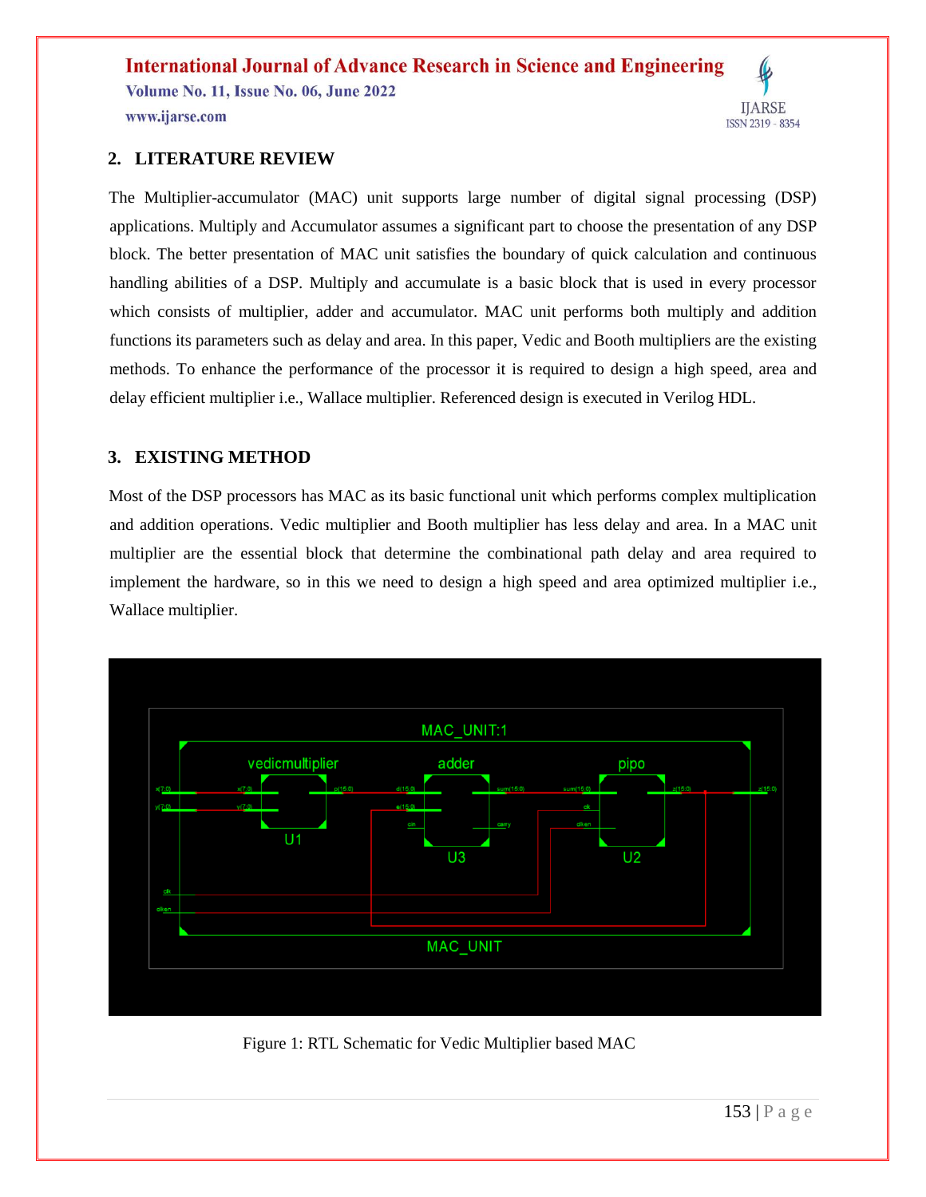## 2. LITERATURE REVIEW

The Multiplier-accumulator (MAC) unit supports large number of digital signal processing (DSP) applications. Multiply and Accumulator assumes a significant part to choose the presentation of any DSP block. The better presentation of MAC unit satisfies the boundary of quick calculation and continuous handling abilities of a DSP. Multiply and accumulate is a basic block that is used in every processor which consists of multiplier, adder and accumulator. MAC unit performs both multiply and addition functions its parameters such as delay and area. In this paper, Vedic and Booth multipliers are the existing methods. To enhance the performance of the processor it is required to design a high speed, area and delay efficient multiplier i.e., Wallace multiplier. Referenced design is executed in Verilog HDL.

## 3. EXISTING METHOD

Most of the DSP processors has MAC as its basic functional unit which performs complex multiplication and addition operations. Vedic multiplier and Booth multiplier has less delay and area. In a MAC unit multiplier are the essential block that determine the combinational path delay and area required to implement the hardware, so in this we need to design a high speed and area optimized multiplier i.e., Wallace multiplier.

Figure 1: RTL Schematic for Vedic Multiplier based MAC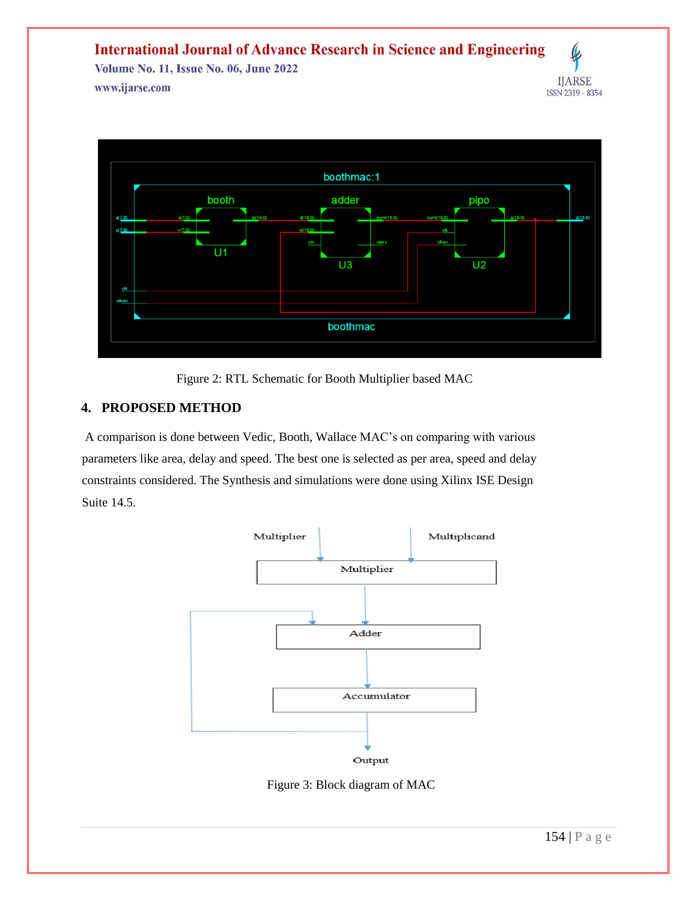Figure 2: RTL Schematic for Booth Multiplier based MAC

## 4. PROPOSED METHOD

A comparison is done between Vedic, Booth, Wallace MAC's on comparing with various parameters like area, delay and speed. The best one is selected as per area, speed and delay constraints considered. The Synthesis and simulations were done using Xilinx ISE Design Suite 14.5.

Figure 3: Block diagram of MAC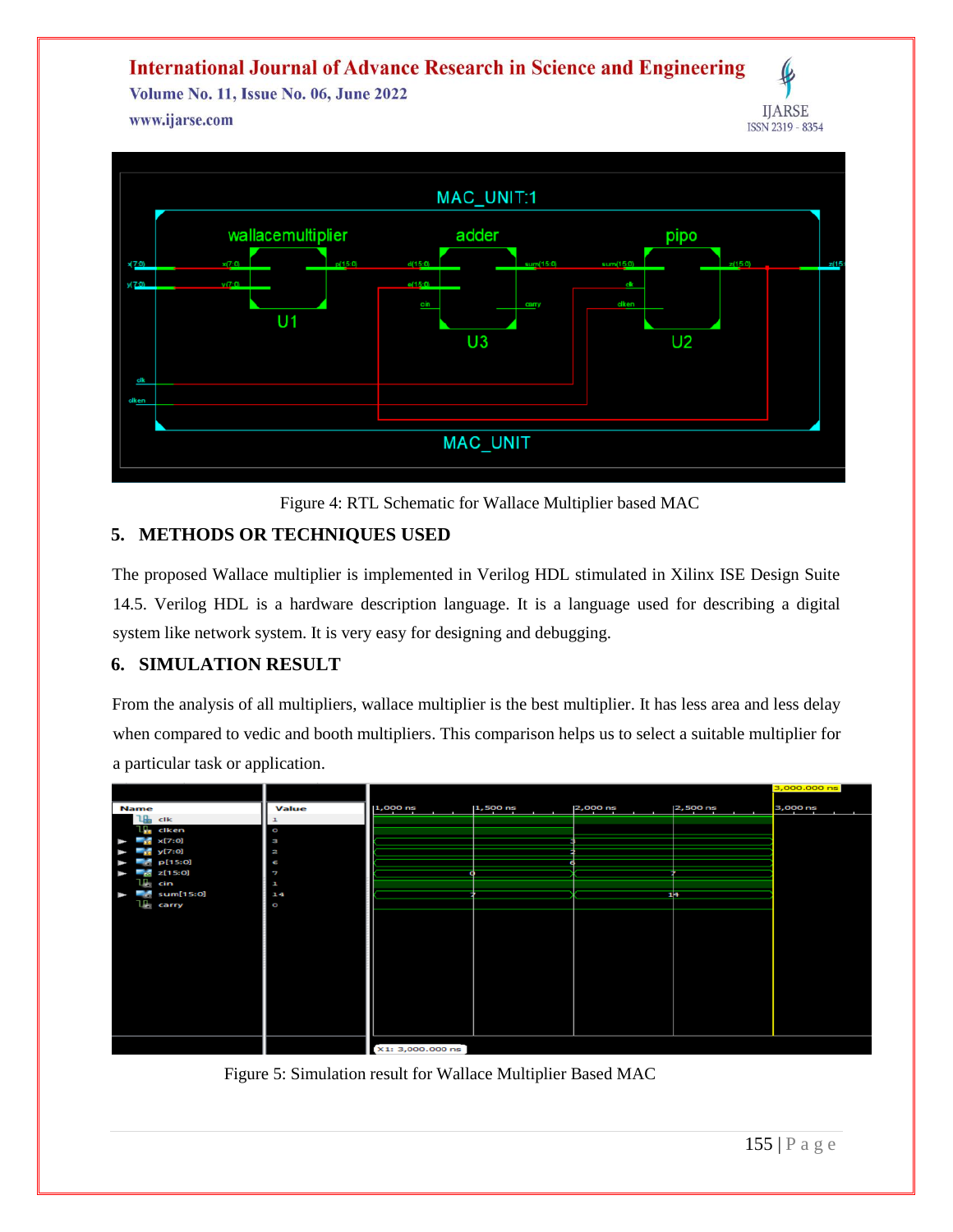Figure 4: RTL Schematic for Wallace Multiplier based MAC

## 5. METHODS OR TECHNIQUES USED

The proposed Wallace multiplier is implemented in Verilog HDL stimulated in Xilinx ISE Design Suite 14.5. Verilog HDL is a hardware description language. It is a language used for describing a digital system like network system. It is very easy for designing and debugging.

## 6. SIMULATION RESULT

From the analysis of all multipliers, wallace multiplier is the best multiplier. It has less area and less delay when compared to vedic and booth multipliers. This comparison helps us to select a suitable multiplier for a particular task or application.

Figure 5: Simulation result for Wallace Multiplier Based MAC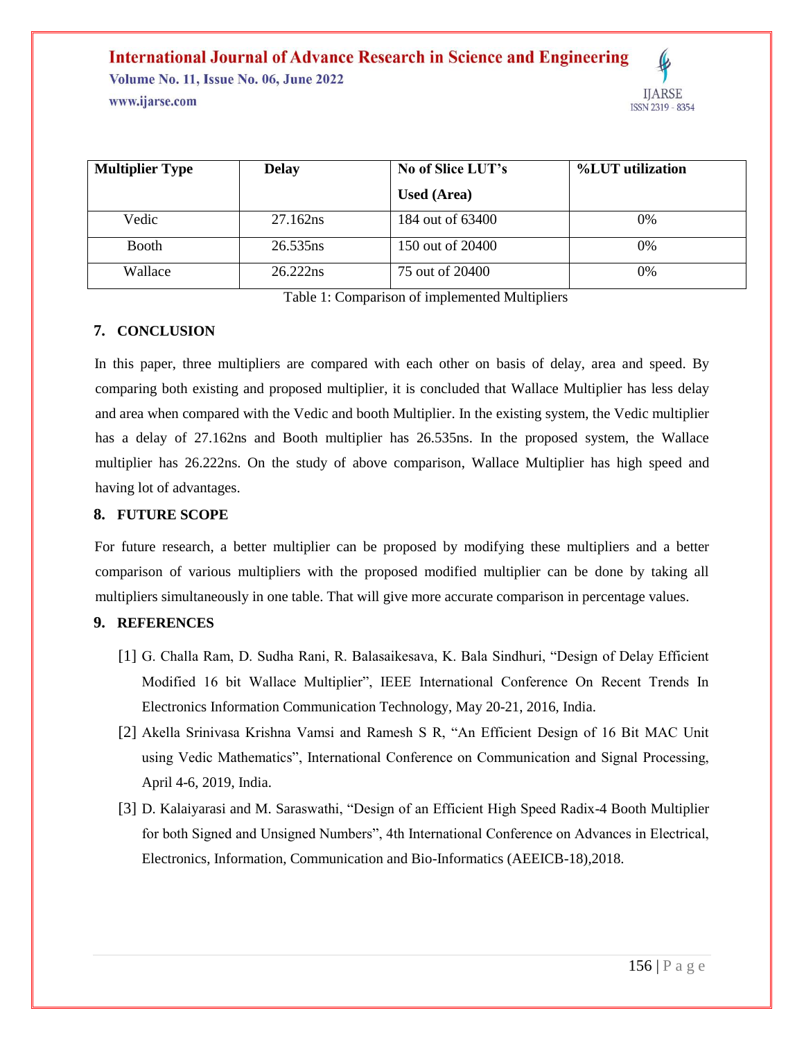| Multiplier Type | Delay | No of Slice LUT's Used (Area) | %LUT utilization |
|---|---|---|---|
| Vedic | 27.162ns | 184 out of 63400 | 0% |
| Booth | 26.535ns | 150 out of 20400 | 0% |
| Wallace | 26.222ns | 75 out of 20400 | 0% |

Table 1: Comparison of implemented Multipliers

## 7. CONCLUSION

In this paper, three multipliers are compared with each other on basis of delay, area and speed. By comparing both existing and proposed multiplier, it is concluded that Wallace Multiplier has less delay and area when compared with the Vedic and booth Multiplier. In the existing system, the Vedic multiplier has a delay of 27.162ns and Booth multiplier has 26.535ns. In the proposed system, the Wallace multiplier has 26.222ns. On the study of above comparison, Wallace Multiplier has high speed and having lot of advantages.

## 8. FUTURE SCOPE

For future research, a better multiplier can be proposed by modifying these multipliers and a better comparison of various multipliers with the proposed modified multiplier can be done by taking all multipliers simultaneously in one table. That will give more accurate comparison in percentage values.

## 9. REFERENCES

[1] G. Challa Ram, D. Sudha Rani, R. Balasaikesava, K. Bala Sindhuri, "Design of Delay Efficient Modified 16 bit Wallace Multiplier", IEEE International Conference On Recent Trends In Electronics Information Communication Technology, May 20-21, 2016, India.

[2] Akella Srinivasa Krishna Vamsi and Ramesh S R, "An Efficient Design of 16 Bit MAC Unit using Vedic Mathematics", International Conference on Communication and Signal Processing, April 4-6, 2019, India.

[3] D. Kalaiyarasi and M. Saraswathi, "Design of an Efficient High Speed Radix-4 Booth Multiplier for both Signed and Unsigned Numbers", 4th International Conference on Advances in Electrical, Electronics, Information, Communication and Bio-Informatics (AEEICB-18),2018.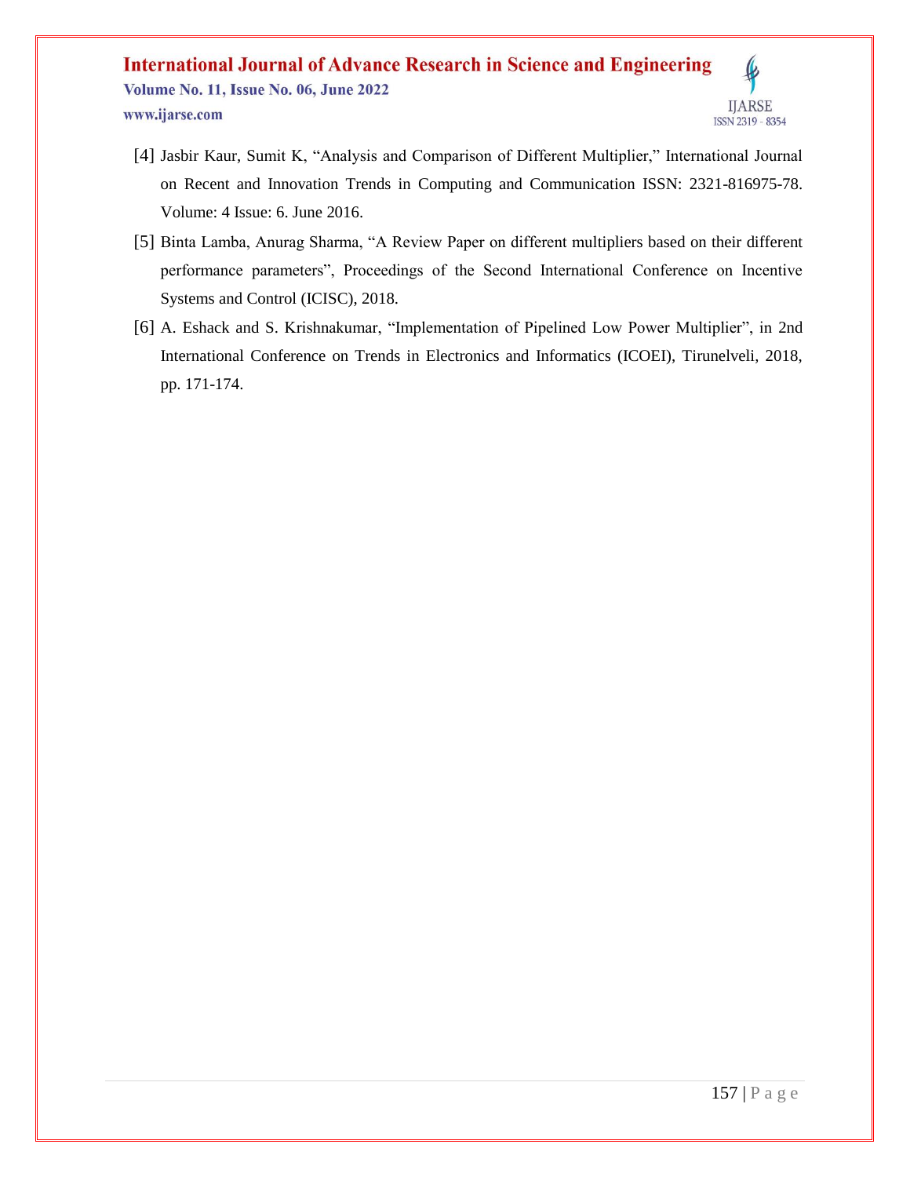[4] Jasbir Kaur, Sumit K, “Analysis and Comparison of Different Multiplier,” International Journal on Recent and Innovation Trends in Computing and Communication ISSN: 2321-816975-78. Volume: 4 Issue: 6. June 2016.

[5] Binta Lamba, Anurag Sharma, “A Review Paper on different multipliers based on their different performance parameters”, Proceedings of the Second International Conference on Incentive Systems and Control (ICISC), 2018.

[6] A. Eshack and S. Krishnakumar, “Implementation of Pipelined Low Power Multiplier”, in 2nd International Conference on Trends in Electronics and Informatics (ICOEI), Tirunelveli, 2018, pp. 171-174.